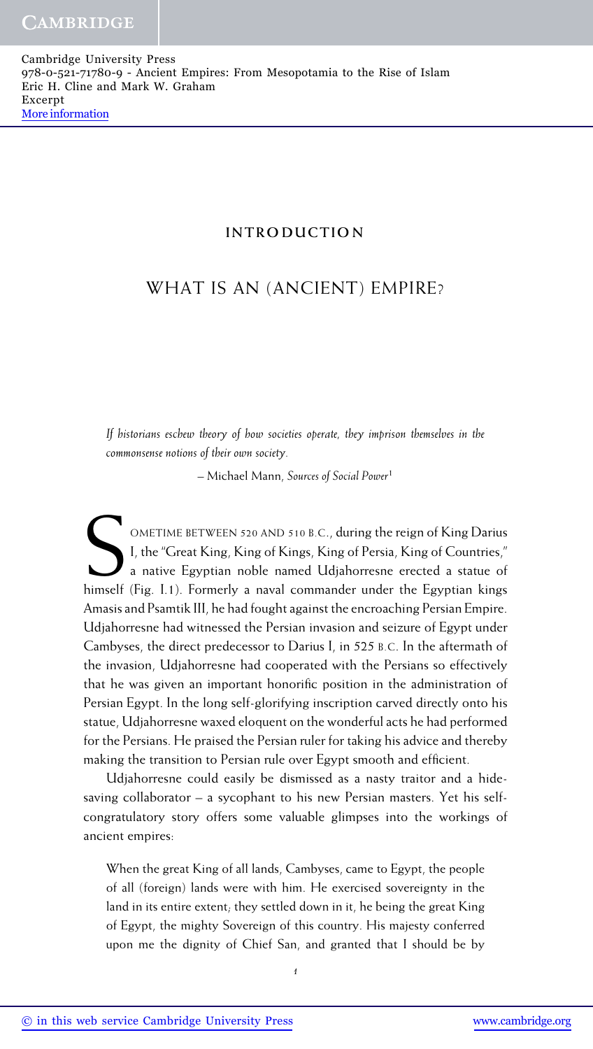# INTRODUCTION

## WHAT IS AN (ANCIENT) EMPIRE?

*If historians eschew theory of how societies operate, they imprison themselves in the commonsense notions of their own society.*

– Michael Mann, *Sources of Social Power*[1]

SOMETIME BETWEEN 520 AND 510 B.C., during the reign of King Darius I, the "Great King, King of Kings, King of Persia, King of Countries," a native Egyptian noble named Udjahorresne erected a statue of himself (Fig. I.1). Formerly a naval commander under the Egyptian kings Amasis and Psamtik III, he had fought against the encroaching Persian Empire. Udjahorresne had witnessed the Persian invasion and seizure of Egypt under Cambyses, the direct predecessor to Darius I, in 525 B.C. In the aftermath of the invasion, Udjahorresne had cooperated with the Persians so effectively that he was given an important honorific position in the administration of Persian Egypt. In the long self-glorifying inscription carved directly onto his statue, Udjahorresne waxed eloquent on the wonderful acts he had performed for the Persians. He praised the Persian ruler for taking his advice and thereby making the transition to Persian rule over Egypt smooth and efficient.

Udjahorresne could easily be dismissed as a nasty traitor and a hide-saving collaborator – a sycophant to his new Persian masters. Yet his self-congratulatory story offers some valuable glimpses into the workings of ancient empires:

> When the great King of all lands, Cambyses, came to Egypt, the people of all (foreign) lands were with him. He exercised sovereignty in the land in its entire extent; they settled down in it, he being the great King of Egypt, the mighty Sovereign of this country. His majesty conferred upon me the dignity of Chief San, and granted that I should be by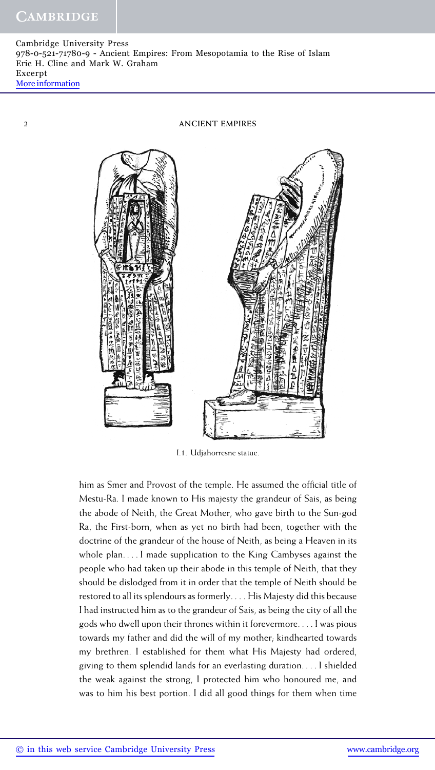I.1. Udjahorresne statue.

him as Smer and Provost of the temple. He assumed the official title of Mestu-Ra. I made known to His majesty the grandeur of Sais, as being the abode of Neith, the Great Mother, who gave birth to the Sun-god Ra, the First-born, when as yet no birth had been, together with the doctrine of the grandeur of the house of Neith, as being a Heaven in its whole plan. . . . I made supplication to the King Cambyses against the people who had taken up their abode in this temple of Neith, that they should be dislodged from it in order that the temple of Neith should be restored to all its splendours as formerly. . . . His Majesty did this because I had instructed him as to the grandeur of Sais, as being the city of all the gods who dwell upon their thrones within it forevermore. . . . I was pious towards my father and did the will of my mother; kindhearted towards my brethren. I established for them what His Majesty had ordered, giving to them splendid lands for an everlasting duration. . . . I shielded the weak against the strong, I protected him who honoured me, and was to him his best portion. I did all good things for them when time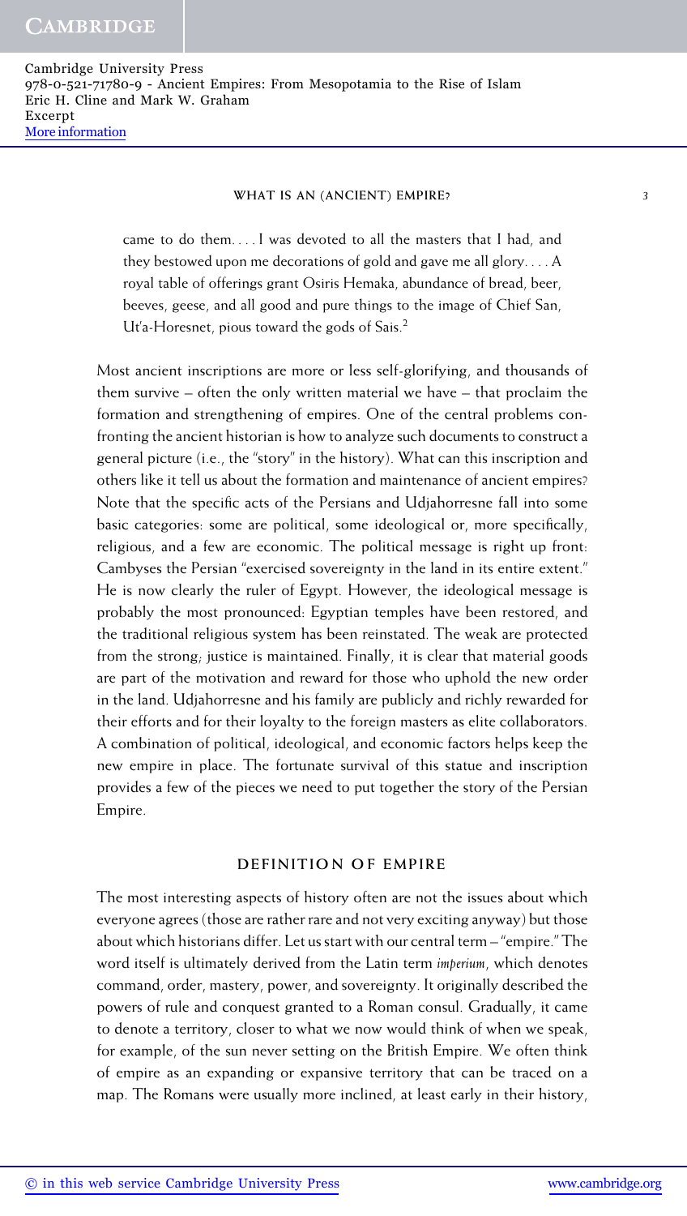came to do them. . . . I was devoted to all the masters that I had, and they bestowed upon me decorations of gold and gave me all glory. . . . A royal table of offerings grant Osiris Hemaka, abundance of bread, beer, beeves, geese, and all good and pure things to the image of Chief San, Ut'a-Horesnet, pious toward the gods of Sais.[2]

Most ancient inscriptions are more or less self-glorifying, and thousands of them survive – often the only written material we have – that proclaim the formation and strengthening of empires. One of the central problems confronting the ancient historian is how to analyze such documents to construct a general picture (i.e., the "story" in the history). What can this inscription and others like it tell us about the formation and maintenance of ancient empires? Note that the specific acts of the Persians and Udjahorresne fall into some basic categories: some are political, some ideological or, more specifically, religious, and a few are economic. The political message is right up front: Cambyses the Persian "exercised sovereignty in the land in its entire extent." He is now clearly the ruler of Egypt. However, the ideological message is probably the most pronounced: Egyptian temples have been restored, and the traditional religious system has been reinstated. The weak are protected from the strong; justice is maintained. Finally, it is clear that material goods are part of the motivation and reward for those who uphold the new order in the land. Udjahorresne and his family are publicly and richly rewarded for their efforts and for their loyalty to the foreign masters as elite collaborators. A combination of political, ideological, and economic factors helps keep the new empire in place. The fortunate survival of this statue and inscription provides a few of the pieces we need to put together the story of the Persian Empire.

## DEFINITION OF EMPIRE

The most interesting aspects of history often are not the issues about which everyone agrees (those are rather rare and not very exciting anyway) but those about which historians differ. Let us start with our central term – "empire." The word itself is ultimately derived from the Latin term *imperium*, which denotes command, order, mastery, power, and sovereignty. It originally described the powers of rule and conquest granted to a Roman consul. Gradually, it came to denote a territory, closer to what we now would think of when we speak, for example, of the sun never setting on the British Empire. We often think of empire as an expanding or expansive territory that can be traced on a map. The Romans were usually more inclined, at least early in their history,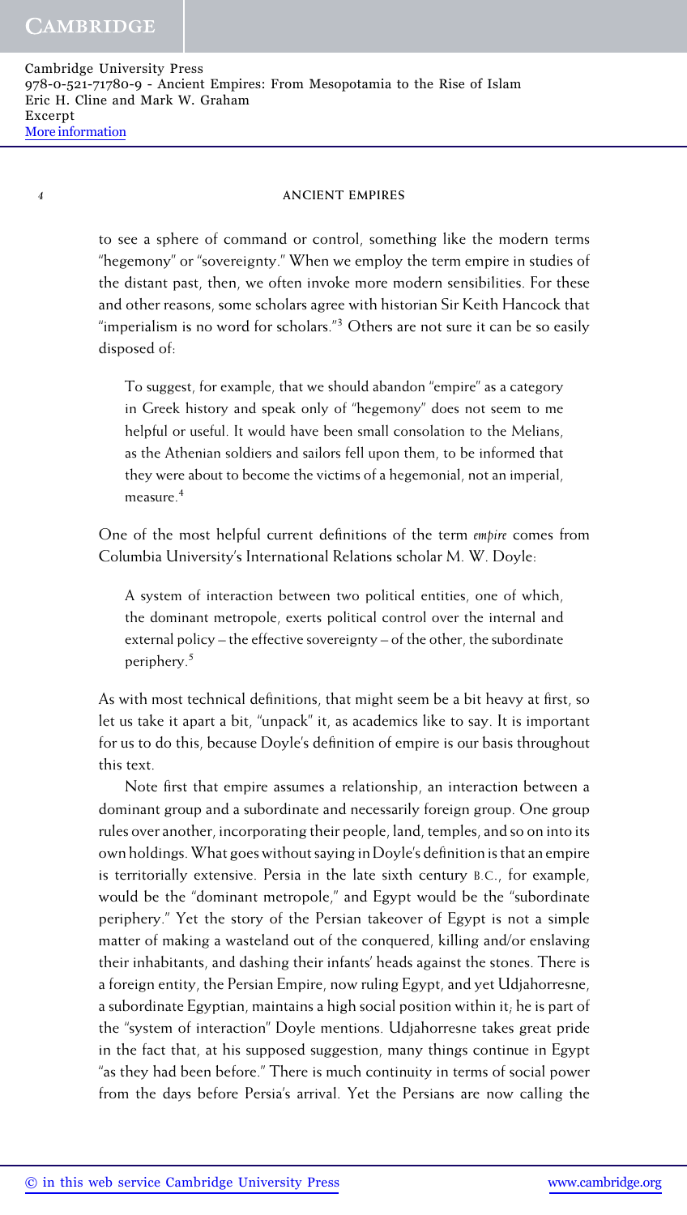to see a sphere of command or control, something like the modern terms "hegemony" or "sovereignty." When we employ the term empire in studies of the distant past, then, we often invoke more modern sensibilities. For these and other reasons, some scholars agree with historian Sir Keith Hancock that "imperialism is no word for scholars."[3] Others are not sure it can be so easily disposed of:

> To suggest, for example, that we should abandon "empire" as a category in Greek history and speak only of "hegemony" does not seem to me helpful or useful. It would have been small consolation to the Melians, as the Athenian soldiers and sailors fell upon them, to be informed that they were about to become the victims of a hegemonial, not an imperial, measure.[4]

One of the most helpful current definitions of the term *empire* comes from Columbia University's International Relations scholar M. W. Doyle:

> A system of interaction between two political entities, one of which, the dominant metropole, exerts political control over the internal and external policy – the effective sovereignty – of the other, the subordinate periphery.[5]

As with most technical definitions, that might seem be a bit heavy at first, so let us take it apart a bit, "unpack" it, as academics like to say. It is important for us to do this, because Doyle's definition of empire is our basis throughout this text.

Note first that empire assumes a relationship, an interaction between a dominant group and a subordinate and necessarily foreign group. One group rules over another, incorporating their people, land, temples, and so on into its own holdings. What goes without saying in Doyle's definition is that an empire is territorially extensive. Persia in the late sixth century B.C., for example, would be the "dominant metropole," and Egypt would be the "subordinate periphery." Yet the story of the Persian takeover of Egypt is not a simple matter of making a wasteland out of the conquered, killing and/or enslaving their inhabitants, and dashing their infants' heads against the stones. There is a foreign entity, the Persian Empire, now ruling Egypt, and yet Udjahorresne, a subordinate Egyptian, maintains a high social position within it; he is part of the "system of interaction" Doyle mentions. Udjahorresne takes great pride in the fact that, at his supposed suggestion, many things continue in Egypt "as they had been before." There is much continuity in terms of social power from the days before Persia's arrival. Yet the Persians are now calling the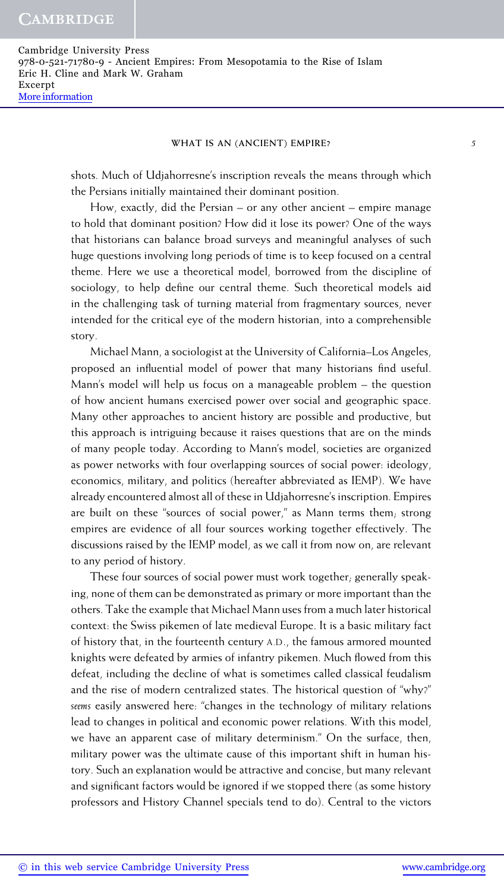shots. Much of Udjahorresne's inscription reveals the means through which the Persians initially maintained their dominant position.

How, exactly, did the Persian – or any other ancient – empire manage to hold that dominant position? How did it lose its power? One of the ways that historians can balance broad surveys and meaningful analyses of such huge questions involving long periods of time is to keep focused on a central theme. Here we use a theoretical model, borrowed from the discipline of sociology, to help define our central theme. Such theoretical models aid in the challenging task of turning material from fragmentary sources, never intended for the critical eye of the modern historian, into a comprehensible story.

Michael Mann, a sociologist at the University of California–Los Angeles, proposed an influential model of power that many historians find useful. Mann's model will help us focus on a manageable problem – the question of how ancient humans exercised power over social and geographic space. Many other approaches to ancient history are possible and productive, but this approach is intriguing because it raises questions that are on the minds of many people today. According to Mann's model, societies are organized as power networks with four overlapping sources of social power: ideology, economics, military, and politics (hereafter abbreviated as IEMP). We have already encountered almost all of these in Udjahorresne's inscription. Empires are built on these "sources of social power," as Mann terms them; strong empires are evidence of all four sources working together effectively. The discussions raised by the IEMP model, as we call it from now on, are relevant to any period of history.

These four sources of social power must work together; generally speaking, none of them can be demonstrated as primary or more important than the others. Take the example that Michael Mann uses from a much later historical context: the Swiss pikemen of late medieval Europe. It is a basic military fact of history that, in the fourteenth century A.D., the famous armored mounted knights were defeated by armies of infantry pikemen. Much flowed from this defeat, including the decline of what is sometimes called classical feudalism and the rise of modern centralized states. The historical question of "why?" *seems* easily answered here: "changes in the technology of military relations lead to changes in political and economic power relations. With this model, we have an apparent case of military determinism." On the surface, then, military power was the ultimate cause of this important shift in human history. Such an explanation would be attractive and concise, but many relevant and significant factors would be ignored if we stopped there (as some history professors and History Channel specials tend to do). Central to the victors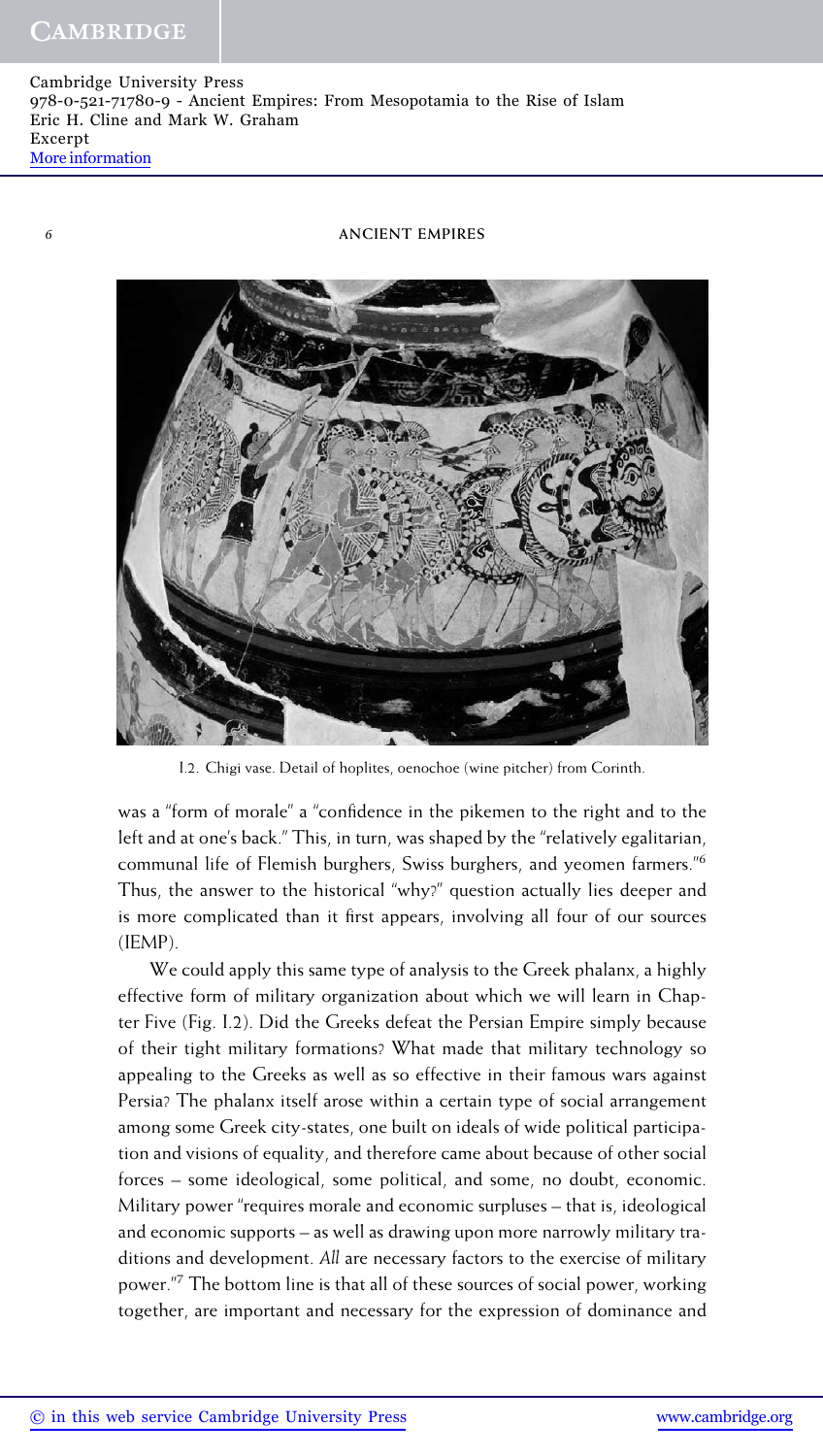I.2. Chigi vase. Detail of hoplites, oenochoe (wine pitcher) from Corinth.

was a "form of morale" a "confidence in the pikemen to the right and to the left and at one's back." This, in turn, was shaped by the "relatively egalitarian, communal life of Flemish burghers, Swiss burghers, and yeomen farmers."[6] Thus, the answer to the historical "why?" question actually lies deeper and is more complicated than it first appears, involving all four of our sources (IEMP).

We could apply this same type of analysis to the Greek phalanx, a highly effective form of military organization about which we will learn in Chapter Five (Fig. I.2). Did the Greeks defeat the Persian Empire simply because of their tight military formations? What made that military technology so appealing to the Greeks as well as so effective in their famous wars against Persia? The phalanx itself arose within a certain type of social arrangement among some Greek city-states, one built on ideals of wide political participation and visions of equality, and therefore came about because of other social forces – some ideological, some political, and some, no doubt, economic. Military power "requires morale and economic surpluses – that is, ideological and economic supports – as well as drawing upon more narrowly military traditions and development. *All* are necessary factors to the exercise of military power."[7] The bottom line is that all of these sources of social power, working together, are important and necessary for the expression of dominance and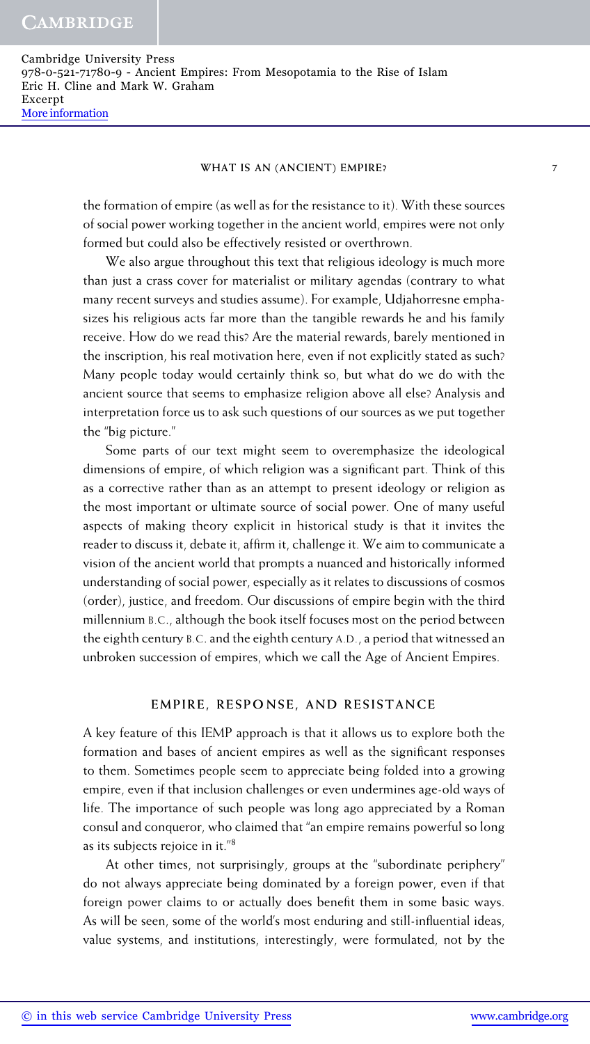the formation of empire (as well as for the resistance to it). With these sources of social power working together in the ancient world, empires were not only formed but could also be effectively resisted or overthrown.

We also argue throughout this text that religious ideology is much more than just a crass cover for materialist or military agendas (contrary to what many recent surveys and studies assume). For example, Udjahorresne emphasizes his religious acts far more than the tangible rewards he and his family receive. How do we read this? Are the material rewards, barely mentioned in the inscription, his real motivation here, even if not explicitly stated as such? Many people today would certainly think so, but what do we do with the ancient source that seems to emphasize religion above all else? Analysis and interpretation force us to ask such questions of our sources as we put together the "big picture."

Some parts of our text might seem to overemphasize the ideological dimensions of empire, of which religion was a significant part. Think of this as a corrective rather than as an attempt to present ideology or religion as the most important or ultimate source of social power. One of many useful aspects of making theory explicit in historical study is that it invites the reader to discuss it, debate it, affirm it, challenge it. We aim to communicate a vision of the ancient world that prompts a nuanced and historically informed understanding of social power, especially as it relates to discussions of cosmos (order), justice, and freedom. Our discussions of empire begin with the third millennium B.C., although the book itself focuses most on the period between the eighth century B.C. and the eighth century A.D., a period that witnessed an unbroken succession of empires, which we call the Age of Ancient Empires.

## EMPIRE, RESPONSE, AND RESISTANCE

A key feature of this IEMP approach is that it allows us to explore both the formation and bases of ancient empires as well as the significant responses to them. Sometimes people seem to appreciate being folded into a growing empire, even if that inclusion challenges or even undermines age-old ways of life. The importance of such people was long ago appreciated by a Roman consul and conqueror, who claimed that "an empire remains powerful so long as its subjects rejoice in it."[8]

At other times, not surprisingly, groups at the "subordinate periphery" do not always appreciate being dominated by a foreign power, even if that foreign power claims to or actually does benefit them in some basic ways. As will be seen, some of the world's most enduring and still-influential ideas, value systems, and institutions, interestingly, were formulated, not by the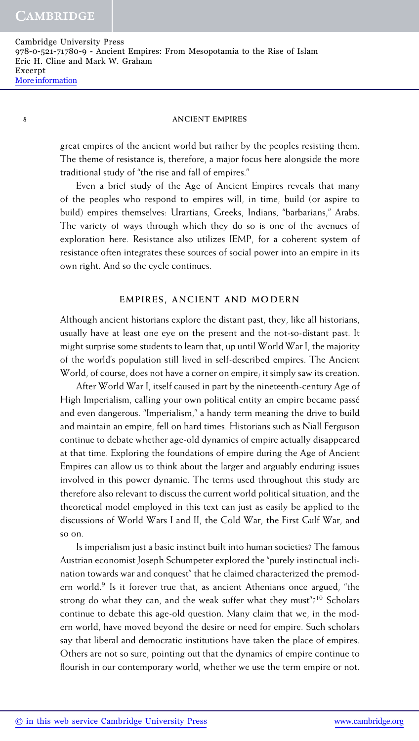great empires of the ancient world but rather by the peoples resisting them. The theme of resistance is, therefore, a major focus here alongside the more traditional study of "the rise and fall of empires."

Even a brief study of the Age of Ancient Empires reveals that many of the peoples who respond to empires will, in time, build (or aspire to build) empires themselves: Urartians, Greeks, Indians, "barbarians," Arabs. The variety of ways through which they do so is one of the avenues of exploration here. Resistance also utilizes IEMP, for a coherent system of resistance often integrates these sources of social power into an empire in its own right. And so the cycle continues.

## EMPIRES, ANCIENT AND MODERN

Although ancient historians explore the distant past, they, like all historians, usually have at least one eye on the present and the not-so-distant past. It might surprise some students to learn that, up until World War I, the majority of the world's population still lived in self-described empires. The Ancient World, of course, does not have a corner on empire; it simply saw its creation.

After World War I, itself caused in part by the nineteenth-century Age of High Imperialism, calling your own political entity an empire became passé and even dangerous. "Imperialism," a handy term meaning the drive to build and maintain an empire, fell on hard times. Historians such as Niall Ferguson continue to debate whether age-old dynamics of empire actually disappeared at that time. Exploring the foundations of empire during the Age of Ancient Empires can allow us to think about the larger and arguably enduring issues involved in this power dynamic. The terms used throughout this study are therefore also relevant to discuss the current world political situation, and the theoretical model employed in this text can just as easily be applied to the discussions of World Wars I and II, the Cold War, the First Gulf War, and so on.

Is imperialism just a basic instinct built into human societies? The famous Austrian economist Joseph Schumpeter explored the "purely instinctual inclination towards war and conquest" that he claimed characterized the premodern world.[9] Is it forever true that, as ancient Athenians once argued, "the strong do what they can, and the weak suffer what they must"?[10] Scholars continue to debate this age-old question. Many claim that we, in the modern world, have moved beyond the desire or need for empire. Such scholars say that liberal and democratic institutions have taken the place of empires. Others are not so sure, pointing out that the dynamics of empire continue to flourish in our contemporary world, whether we use the term empire or not.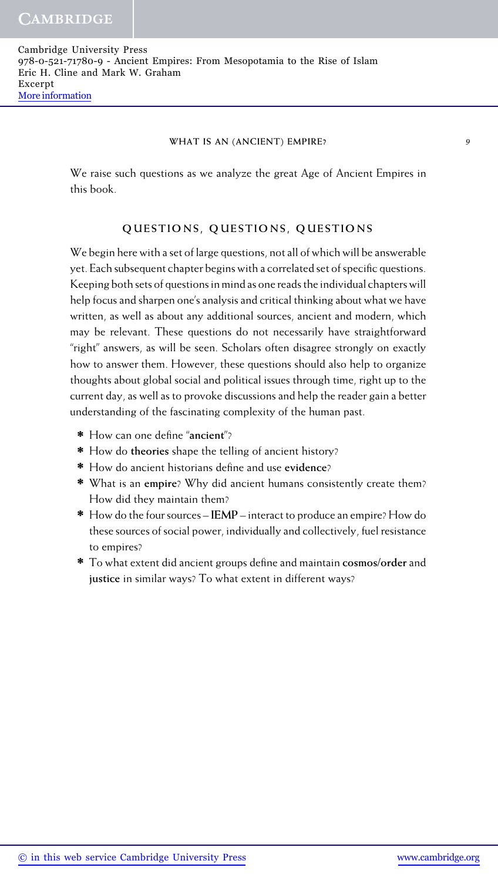We raise such questions as we analyze the great Age of Ancient Empires in this book.

## QUESTIONS, QUESTIONS, QUESTIONS

We begin here with a set of large questions, not all of which will be answerable yet. Each subsequent chapter begins with a correlated set of specific questions. Keeping both sets of questions in mind as one reads the individual chapters will help focus and sharpen one's analysis and critical thinking about what we have written, as well as about any additional sources, ancient and modern, which may be relevant. These questions do not necessarily have straightforward "right" answers, as will be seen. Scholars often disagree strongly on exactly how to answer them. However, these questions should also help to organize thoughts about global social and political issues through time, right up to the current day, as well as to provoke discussions and help the reader gain a better understanding of the fascinating complexity of the human past.

* How can one define "**ancient**"?
* How do **theories** shape the telling of ancient history?
* How do ancient historians define and use **evidence**?
* What is an **empire**? Why did ancient humans consistently create them? How did they maintain them?
* How do the four sources – **IEMP** – interact to produce an empire? How do these sources of social power, individually and collectively, fuel resistance to empires?
* To what extent did ancient groups define and maintain **cosmos/order** and **justice** in similar ways? To what extent in different ways?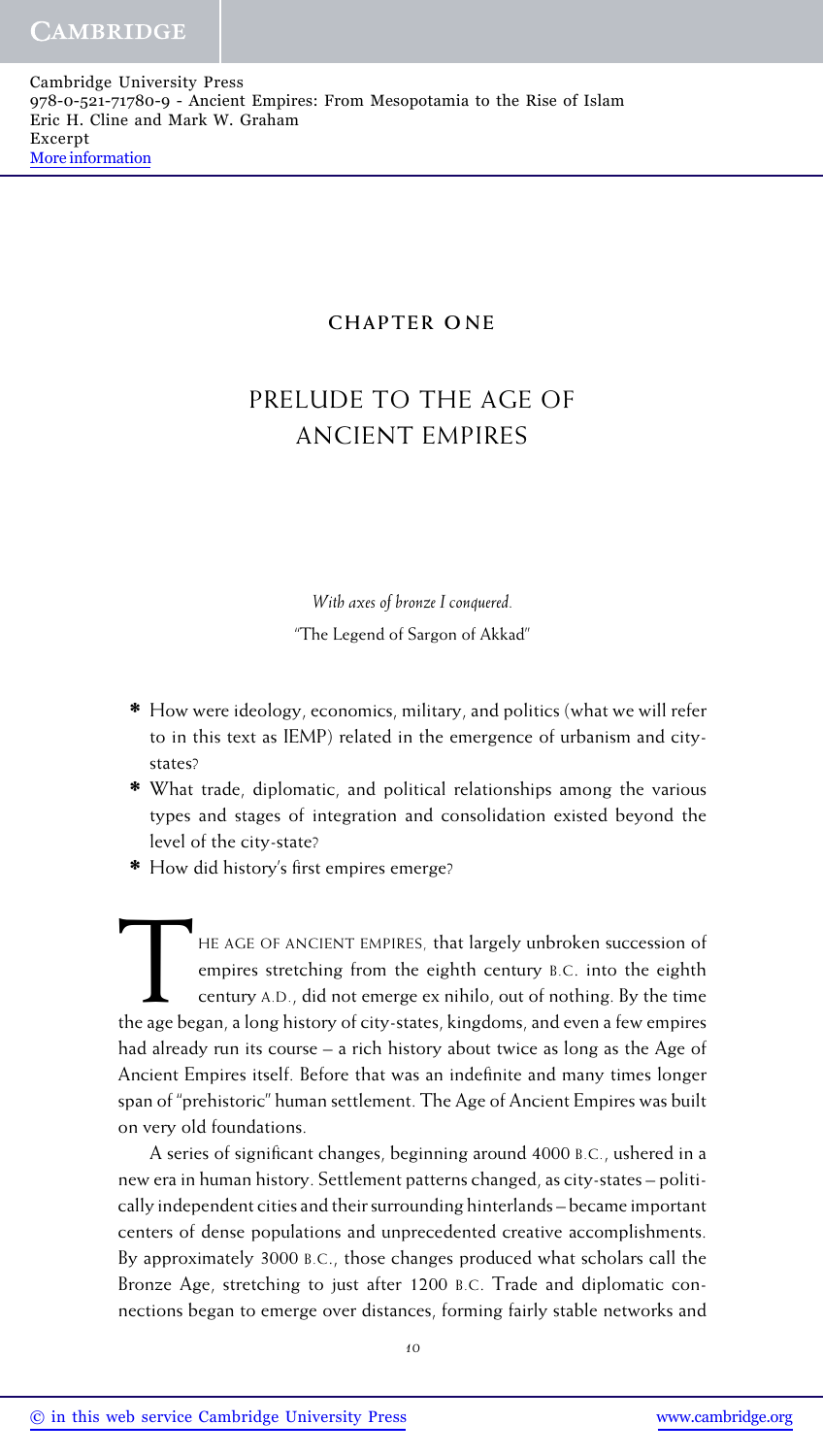## CHAPTER ONE

# PRELUDE TO THE AGE OF ANCIENT EMPIRES

*With axes of bronze I conquered.*

"The Legend of Sargon of Akkad"

* How were ideology, economics, military, and politics (what we will refer to in this text as IEMP) related in the emergence of urbanism and city-states?
* What trade, diplomatic, and political relationships among the various types and stages of integration and consolidation existed beyond the level of the city-state?
* How did history's first empires emerge?

THE AGE OF ANCIENT EMPIRES, that largely unbroken succession of empires stretching from the eighth century B.C. into the eighth century A.D., did not emerge ex nihilo, out of nothing. By the time the age began, a long history of city-states, kingdoms, and even a few empires had already run its course – a rich history about twice as long as the Age of Ancient Empires itself. Before that was an indefinite and many times longer span of "prehistoric" human settlement. The Age of Ancient Empires was built on very old foundations.

A series of significant changes, beginning around 4000 B.C., ushered in a new era in human history. Settlement patterns changed, as city-states – politically independent cities and their surrounding hinterlands – became important centers of dense populations and unprecedented creative accomplishments. By approximately 3000 B.C., those changes produced what scholars call the Bronze Age, stretching to just after 1200 B.C. Trade and diplomatic connections began to emerge over distances, forming fairly stable networks and